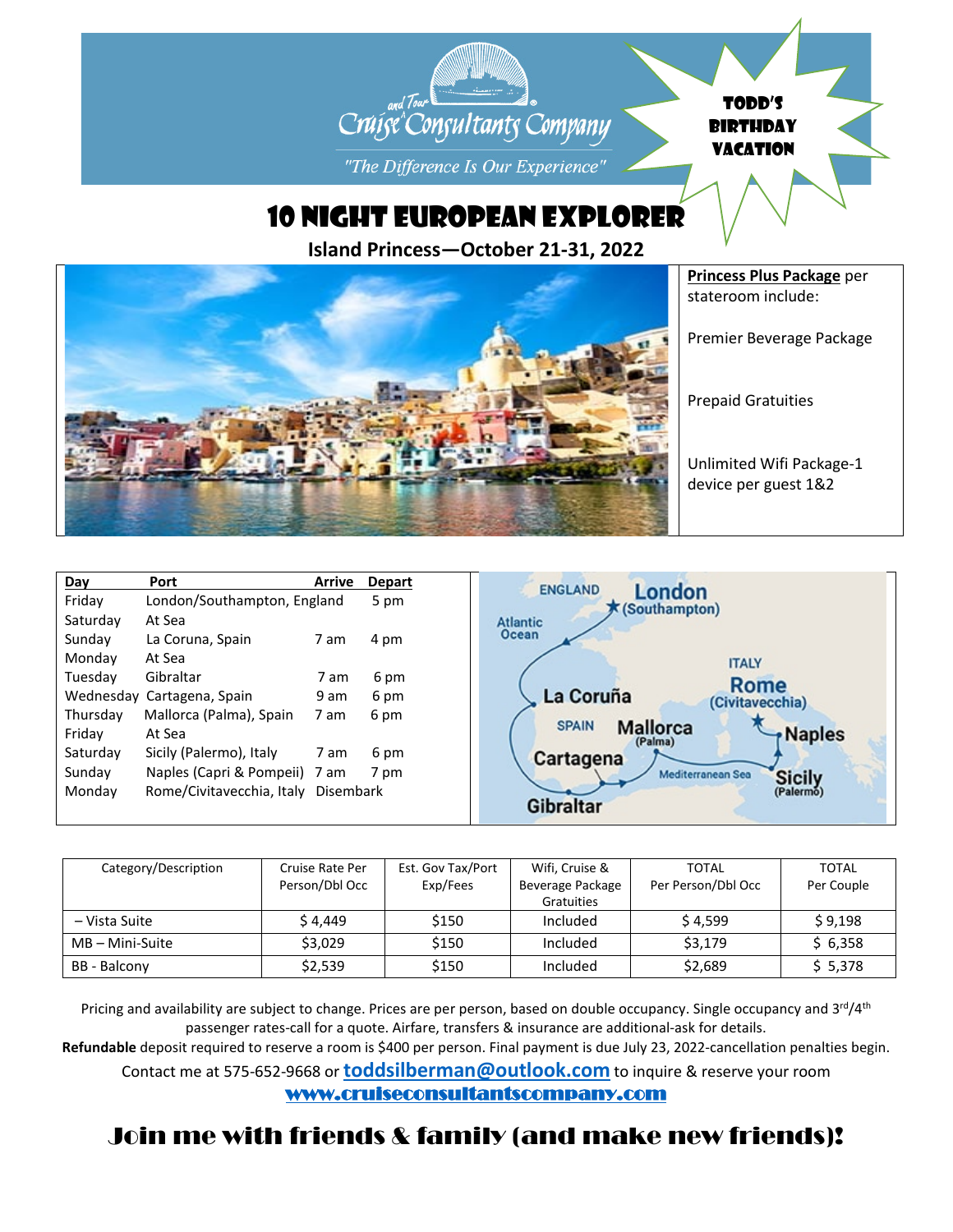Cruise and Tour Consultants Company

*"The Difference Is Our Experience"*

**TODD'S BIRTHDAY VACATION**

# 10 NIGHT EUROPEAN EXPLORER

**Island Princess—October 21-31, 2022**

**Princess Plus Package** per stateroom include:

Premier Beverage Package

Prepaid Gratuities

Unlimited Wifi Package-1 device per guest 1&2

| Day | Port | Arrive | Depart |
|---|---|---|---|
| Friday | London/Southampton, England | | 5 pm |
| Saturday | At Sea | | |
| Sunday | La Coruna, Spain | 7 am | 4 pm |
| Monday | At Sea | | |
| Tuesday | Gibraltar | 7 am | 6 pm |
| Wednesday | Cartagena, Spain | 9 am | 6 pm |
| Thursday | Mallorca (Palma), Spain | 7 am | 6 pm |
| Friday | At Sea | | |
| Saturday | Sicily (Palermo), Italy | 7 am | 6 pm |
| Sunday | Naples (Capri & Pompeii) | 7 am | 7 pm |
| Monday | Rome/Civitavecchia, Italy | Disembark | |

| Category/Description | Cruise Rate Per Person/Dbl Occ | Est. Gov Tax/Port Exp/Fees | Wifi, Cruise & Beverage Package Gratuities | TOTAL Per Person/Dbl Occ | TOTAL Per Couple |
|---|---|---|---|---|---|
| – Vista Suite | $ 4,449 | $150 | Included | $ 4,599 | $ 9,198 |
| MB – Mini-Suite | $3,029 | $150 | Included | $3,179 | $ 6,358 |
| BB - Balcony | $2,539 | $150 | Included | $2,689 | $ 5,378 |

Pricing and availability are subject to change. Prices are per person, based on double occupancy. Single occupancy and 3rd/4th passenger rates-call for a quote. Airfare, transfers & insurance are additional-ask for details.

**Refundable** deposit required to reserve a room is $400 per person. Final payment is due July 23, 2022-cancellation penalties begin.

Contact me at 575-652-9668 or **toddsilberman@outlook.com** to inquire & reserve your room

**www.cruiseconsultantscompany.com**

## Join me with friends & family (and make new friends)!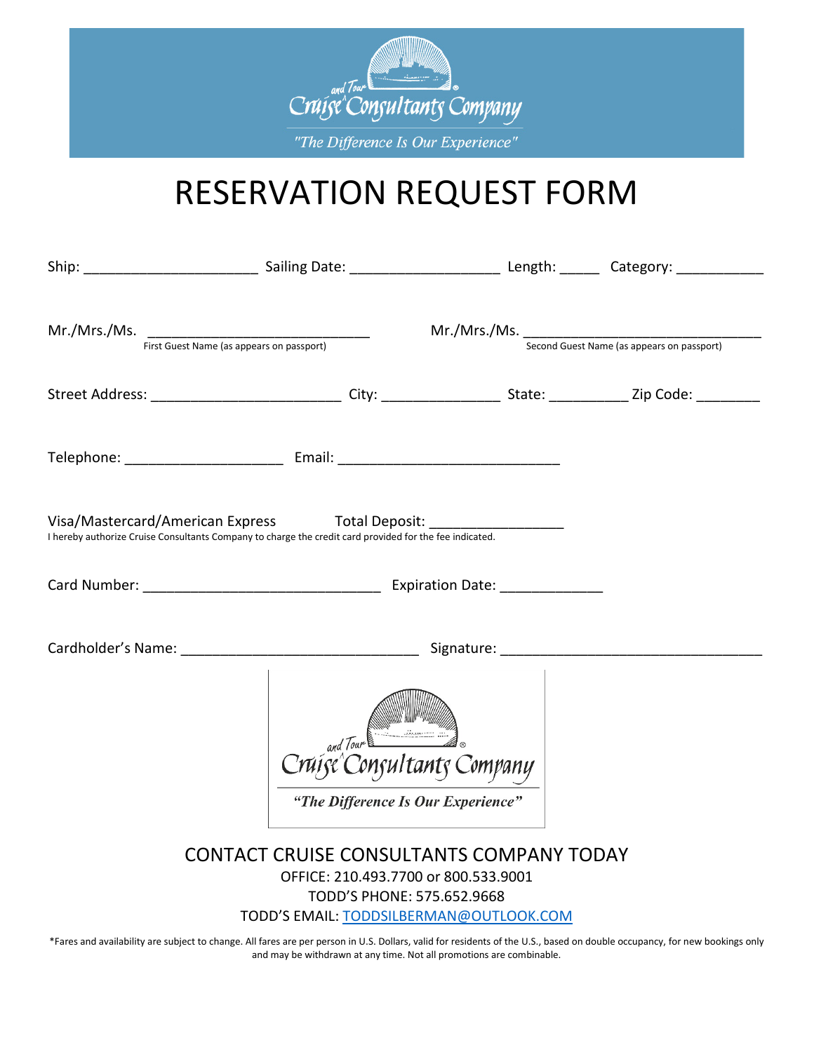Cruise and Tour Consultants Company

"The Difference Is Our Experience"

# RESERVATION REQUEST FORM

Ship: ______________________ Sailing Date: ___________________ Length: _____ Category: ___________

Mr./Mrs./Ms. ____________________________
First Guest Name (as appears on passport)

Mr./Mrs./Ms. ______________________________
Second Guest Name (as appears on passport)

Street Address: ________________________ City: _______________ State: __________ Zip Code: ________

Telephone: ____________________ Email: ____________________________

Visa/Mastercard/American Express Total Deposit: _________________
I hereby authorize Cruise Consultants Company to charge the credit card provided for the fee indicated.

Card Number: ______________________________ Expiration Date: _____________

Cardholder's Name: ______________________________ Signature: _________________________________

Cruise and Tour Consultants Company

"The Difference Is Our Experience"

## CONTACT CRUISE CONSULTANTS COMPANY TODAY

OFFICE: 210.493.7700 or 800.533.9001

TODD'S PHONE: 575.652.9668

TODD'S EMAIL: TODDSILBERMAN@OUTLOOK.COM

*Fares and availability are subject to change. All fares are per person in U.S. Dollars, valid for residents of the U.S., based on double occupancy, for new bookings only and may be withdrawn at any time. Not all promotions are combinable.